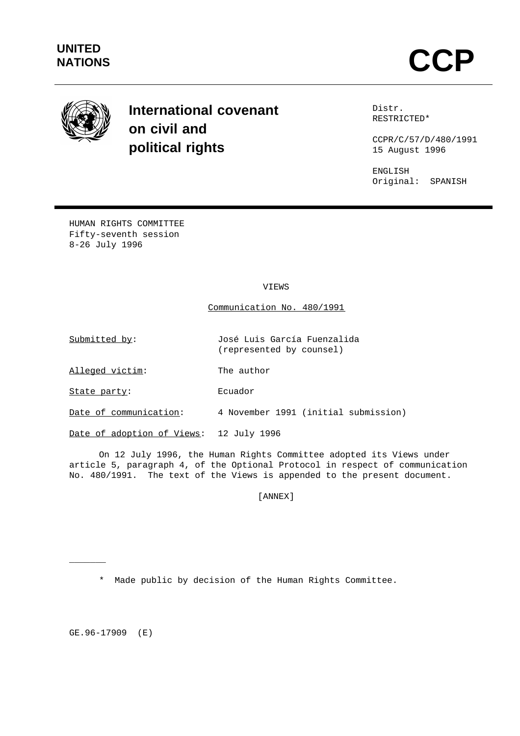UNITED NATIONS

# CCPR

**International covenant on civil and political rights**

Distr.
RESTRICTED*

CCPR/C/57/D/480/1991
15 August 1996

ENGLISH
Original: SPANISH

HUMAN RIGHTS COMMITTEE
Fifty-seventh session
8-26 July 1996

VIEWS

Communication No. 480/1991

| | |
|---|---|
| Submitted by: | José Luis García Fuenzalida (represented by counsel) |
| Alleged victim: | The author |
| State party: | Ecuador |
| Date of communication: | 4 November 1991 (initial submission) |
| Date of adoption of Views: | 12 July 1996 |

On 12 July 1996, the Human Rights Committee adopted its Views under article 5, paragraph 4, of the Optional Protocol in respect of communication No. 480/1991. The text of the Views is appended to the present document.

[ANNEX]

---

\* Made public by decision of the Human Rights Committee.

GE.96-17909 (E)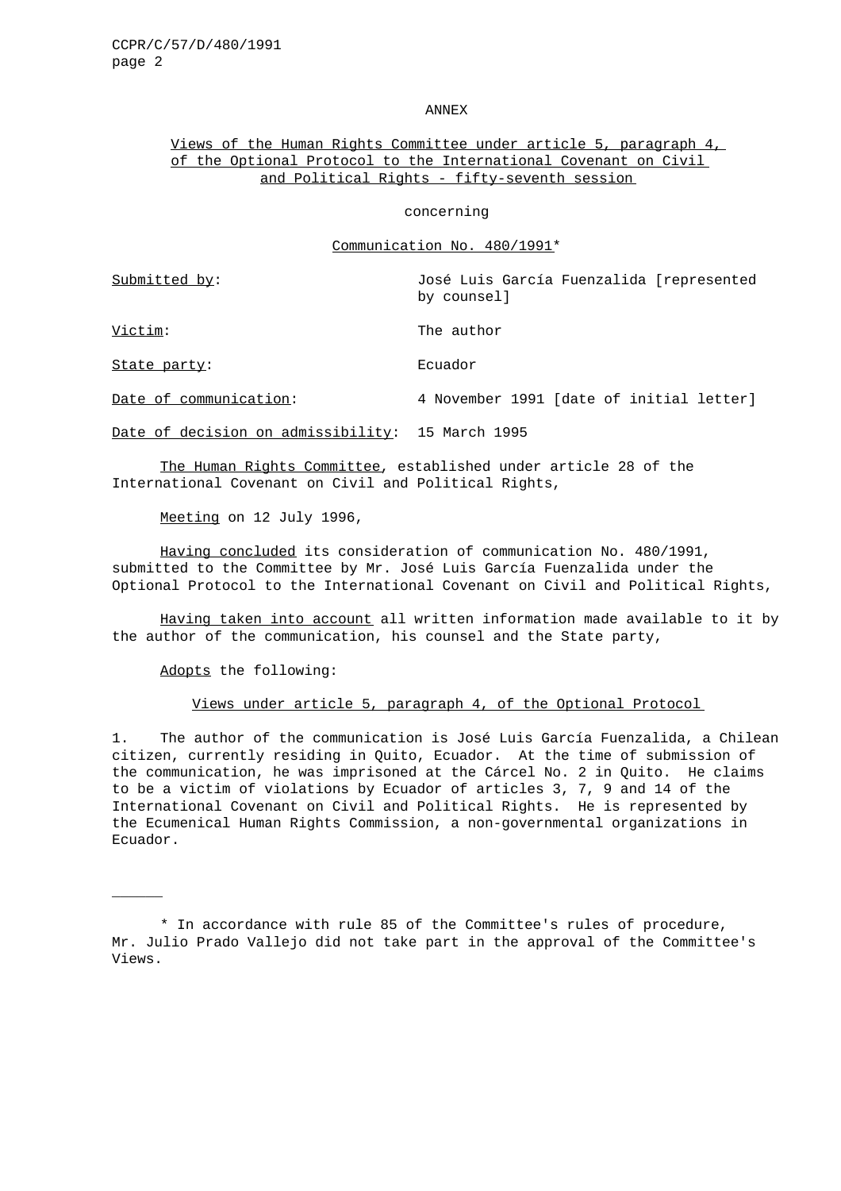ANNEX

Views of the Human Rights Committee under article 5, paragraph 4, of the Optional Protocol to the International Covenant on Civil and Political Rights - fifty-seventh session

concerning

Communication No. 480/1991*

| | |
|---|---|
| Submitted by: | José Luis García Fuenzalida [represented by counsel] |
| Victim: | The author |
| State party: | Ecuador |
| Date of communication: | 4 November 1991 [date of initial letter] |
| Date of decision on admissibility: | 15 March 1995 |

The Human Rights Committee, established under article 28 of the International Covenant on Civil and Political Rights,

Meeting on 12 July 1996,

Having concluded its consideration of communication No. 480/1991, submitted to the Committee by Mr. José Luis García Fuenzalida under the Optional Protocol to the International Covenant on Civil and Political Rights,

Having taken into account all written information made available to it by the author of the communication, his counsel and the State party,

Adopts the following:

Views under article 5, paragraph 4, of the Optional Protocol

1. The author of the communication is José Luis García Fuenzalida, a Chilean citizen, currently residing in Quito, Ecuador. At the time of submission of the communication, he was imprisoned at the Cárcel No. 2 in Quito. He claims to be a victim of violations by Ecuador of articles 3, 7, 9 and 14 of the International Covenant on Civil and Political Rights. He is represented by the Ecumenical Human Rights Commission, a non-governmental organizations in Ecuador.

---

\* In accordance with rule 85 of the Committee's rules of procedure, Mr. Julio Prado Vallejo did not take part in the approval of the Committee's Views.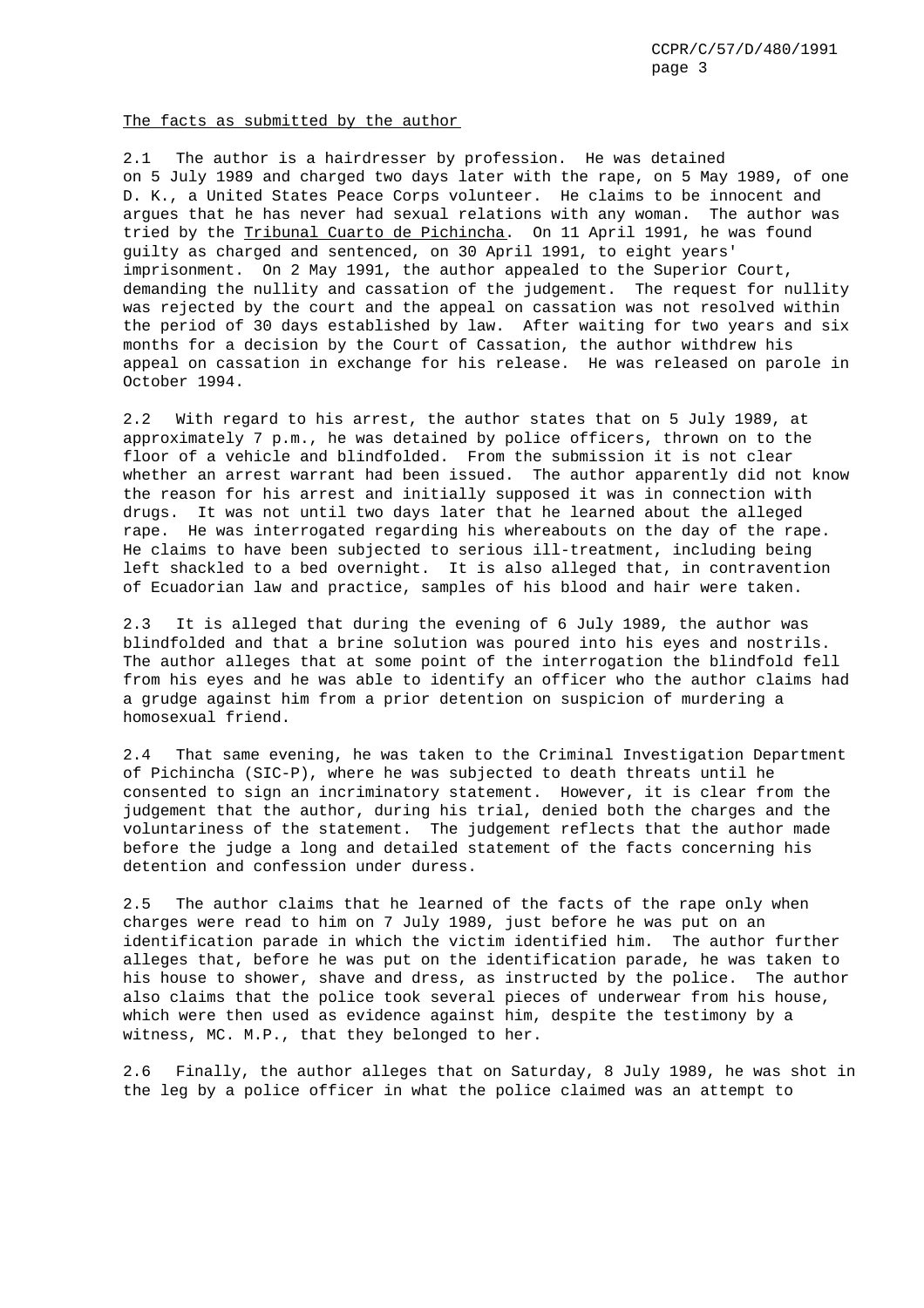The facts as submitted by the author

2.1 The author is a hairdresser by profession. He was detained on 5 July 1989 and charged two days later with the rape, on 5 May 1989, of one D. K., a United States Peace Corps volunteer. He claims to be innocent and argues that he has never had sexual relations with any woman. The author was tried by the Tribunal Cuarto de Pichincha. On 11 April 1991, he was found guilty as charged and sentenced, on 30 April 1991, to eight years' imprisonment. On 2 May 1991, the author appealed to the Superior Court, demanding the nullity and cassation of the judgement. The request for nullity was rejected by the court and the appeal on cassation was not resolved within the period of 30 days established by law. After waiting for two years and six months for a decision by the Court of Cassation, the author withdrew his appeal on cassation in exchange for his release. He was released on parole in October 1994.

2.2 With regard to his arrest, the author states that on 5 July 1989, at approximately 7 p.m., he was detained by police officers, thrown on to the floor of a vehicle and blindfolded. From the submission it is not clear whether an arrest warrant had been issued. The author apparently did not know the reason for his arrest and initially supposed it was in connection with drugs. It was not until two days later that he learned about the alleged rape. He was interrogated regarding his whereabouts on the day of the rape. He claims to have been subjected to serious ill-treatment, including being left shackled to a bed overnight. It is also alleged that, in contravention of Ecuadorian law and practice, samples of his blood and hair were taken.

2.3 It is alleged that during the evening of 6 July 1989, the author was blindfolded and that a brine solution was poured into his eyes and nostrils. The author alleges that at some point of the interrogation the blindfold fell from his eyes and he was able to identify an officer who the author claims had a grudge against him from a prior detention on suspicion of murdering a homosexual friend.

2.4 That same evening, he was taken to the Criminal Investigation Department of Pichincha (SIC-P), where he was subjected to death threats until he consented to sign an incriminatory statement. However, it is clear from the judgement that the author, during his trial, denied both the charges and the voluntariness of the statement. The judgement reflects that the author made before the judge a long and detailed statement of the facts concerning his detention and confession under duress.

2.5 The author claims that he learned of the facts of the rape only when charges were read to him on 7 July 1989, just before he was put on an identification parade in which the victim identified him. The author further alleges that, before he was put on the identification parade, he was taken to his house to shower, shave and dress, as instructed by the police. The author also claims that the police took several pieces of underwear from his house, which were then used as evidence against him, despite the testimony by a witness, MC. M.P., that they belonged to her.

2.6 Finally, the author alleges that on Saturday, 8 July 1989, he was shot in the leg by a police officer in what the police claimed was an attempt to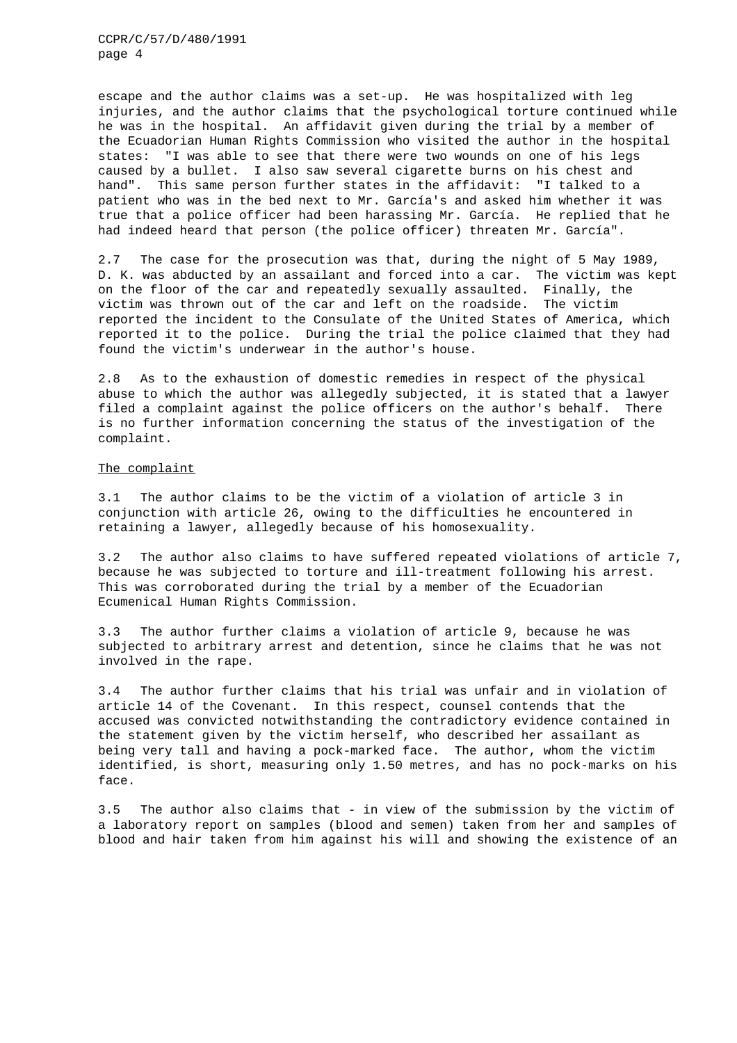escape and the author claims was a set-up. He was hospitalized with leg injuries, and the author claims that the psychological torture continued while he was in the hospital. An affidavit given during the trial by a member of the Ecuadorian Human Rights Commission who visited the author in the hospital states: "I was able to see that there were two wounds on one of his legs caused by a bullet. I also saw several cigarette burns on his chest and hand". This same person further states in the affidavit: "I talked to a patient who was in the bed next to Mr. García's and asked him whether it was true that a police officer had been harassing Mr. García. He replied that he had indeed heard that person (the police officer) threaten Mr. García".

2.7 The case for the prosecution was that, during the night of 5 May 1989, D. K. was abducted by an assailant and forced into a car. The victim was kept on the floor of the car and repeatedly sexually assaulted. Finally, the victim was thrown out of the car and left on the roadside. The victim reported the incident to the Consulate of the United States of America, which reported it to the police. During the trial the police claimed that they had found the victim's underwear in the author's house.

2.8 As to the exhaustion of domestic remedies in respect of the physical abuse to which the author was allegedly subjected, it is stated that a lawyer filed a complaint against the police officers on the author's behalf. There is no further information concerning the status of the investigation of the complaint.

The complaint

3.1 The author claims to be the victim of a violation of article 3 in conjunction with article 26, owing to the difficulties he encountered in retaining a lawyer, allegedly because of his homosexuality.

3.2 The author also claims to have suffered repeated violations of article 7, because he was subjected to torture and ill-treatment following his arrest. This was corroborated during the trial by a member of the Ecuadorian Ecumenical Human Rights Commission.

3.3 The author further claims a violation of article 9, because he was subjected to arbitrary arrest and detention, since he claims that he was not involved in the rape.

3.4 The author further claims that his trial was unfair and in violation of article 14 of the Covenant. In this respect, counsel contends that the accused was convicted notwithstanding the contradictory evidence contained in the statement given by the victim herself, who described her assailant as being very tall and having a pock-marked face. The author, whom the victim identified, is short, measuring only 1.50 metres, and has no pock-marks on his face.

3.5 The author also claims that - in view of the submission by the victim of a laboratory report on samples (blood and semen) taken from her and samples of blood and hair taken from him against his will and showing the existence of an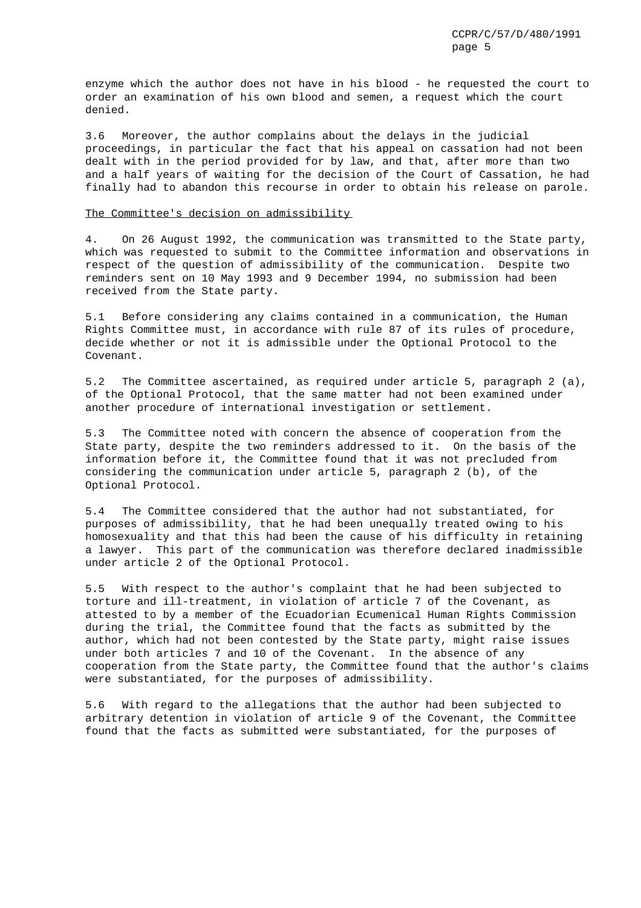enzyme which the author does not have in his blood - he requested the court to order an examination of his own blood and semen, a request which the court denied.

3.6 Moreover, the author complains about the delays in the judicial proceedings, in particular the fact that his appeal on cassation had not been dealt with in the period provided for by law, and that, after more than two and a half years of waiting for the decision of the Court of Cassation, he had finally had to abandon this recourse in order to obtain his release on parole.

The Committee's decision on admissibility

4. On 26 August 1992, the communication was transmitted to the State party, which was requested to submit to the Committee information and observations in respect of the question of admissibility of the communication. Despite two reminders sent on 10 May 1993 and 9 December 1994, no submission had been received from the State party.

5.1 Before considering any claims contained in a communication, the Human Rights Committee must, in accordance with rule 87 of its rules of procedure, decide whether or not it is admissible under the Optional Protocol to the Covenant.

5.2 The Committee ascertained, as required under article 5, paragraph 2 (a), of the Optional Protocol, that the same matter had not been examined under another procedure of international investigation or settlement.

5.3 The Committee noted with concern the absence of cooperation from the State party, despite the two reminders addressed to it. On the basis of the information before it, the Committee found that it was not precluded from considering the communication under article 5, paragraph 2 (b), of the Optional Protocol.

5.4 The Committee considered that the author had not substantiated, for purposes of admissibility, that he had been unequally treated owing to his homosexuality and that this had been the cause of his difficulty in retaining a lawyer. This part of the communication was therefore declared inadmissible under article 2 of the Optional Protocol.

5.5 With respect to the author's complaint that he had been subjected to torture and ill-treatment, in violation of article 7 of the Covenant, as attested to by a member of the Ecuadorian Ecumenical Human Rights Commission during the trial, the Committee found that the facts as submitted by the author, which had not been contested by the State party, might raise issues under both articles 7 and 10 of the Covenant. In the absence of any cooperation from the State party, the Committee found that the author's claims were substantiated, for the purposes of admissibility.

5.6 With regard to the allegations that the author had been subjected to arbitrary detention in violation of article 9 of the Covenant, the Committee found that the facts as submitted were substantiated, for the purposes of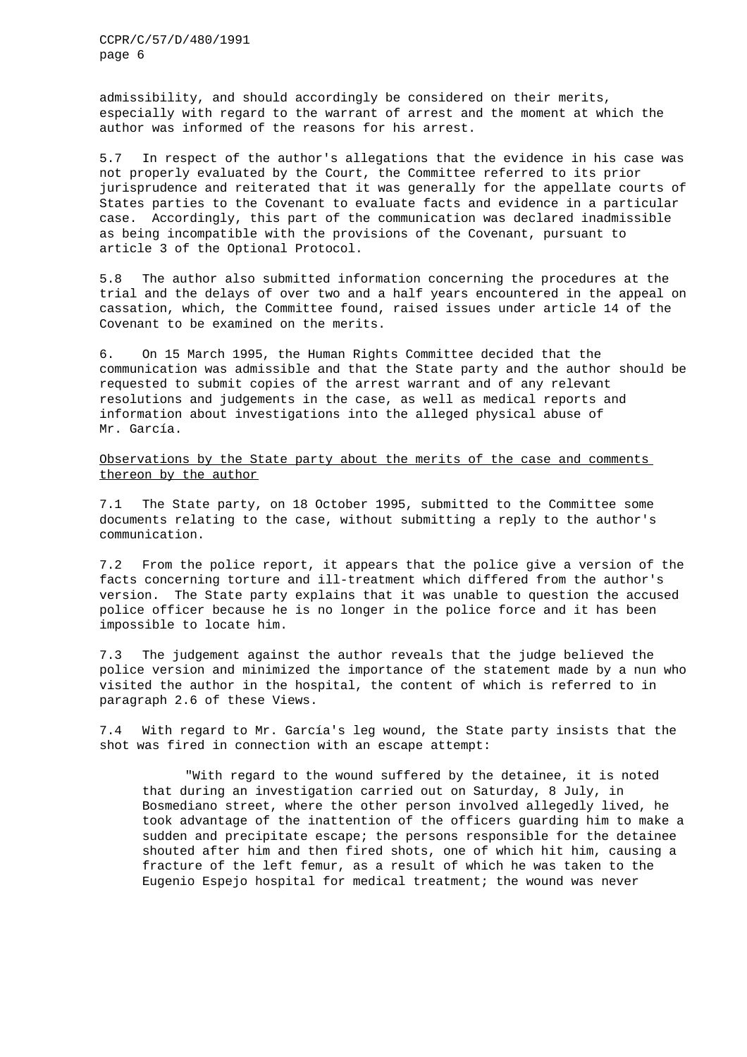admissibility, and should accordingly be considered on their merits, especially with regard to the warrant of arrest and the moment at which the author was informed of the reasons for his arrest.

5.7 In respect of the author's allegations that the evidence in his case was not properly evaluated by the Court, the Committee referred to its prior jurisprudence and reiterated that it was generally for the appellate courts of States parties to the Covenant to evaluate facts and evidence in a particular case. Accordingly, this part of the communication was declared inadmissible as being incompatible with the provisions of the Covenant, pursuant to article 3 of the Optional Protocol.

5.8 The author also submitted information concerning the procedures at the trial and the delays of over two and a half years encountered in the appeal on cassation, which, the Committee found, raised issues under article 14 of the Covenant to be examined on the merits.

6. On 15 March 1995, the Human Rights Committee decided that the communication was admissible and that the State party and the author should be requested to submit copies of the arrest warrant and of any relevant resolutions and judgements in the case, as well as medical reports and information about investigations into the alleged physical abuse of Mr. García.

Observations by the State party about the merits of the case and comments thereon by the author

7.1 The State party, on 18 October 1995, submitted to the Committee some documents relating to the case, without submitting a reply to the author's communication.

7.2 From the police report, it appears that the police give a version of the facts concerning torture and ill-treatment which differed from the author's version. The State party explains that it was unable to question the accused police officer because he is no longer in the police force and it has been impossible to locate him.

7.3 The judgement against the author reveals that the judge believed the police version and minimized the importance of the statement made by a nun who visited the author in the hospital, the content of which is referred to in paragraph 2.6 of these Views.

7.4 With regard to Mr. García's leg wound, the State party insists that the shot was fired in connection with an escape attempt:

> "With regard to the wound suffered by the detainee, it is noted that during an investigation carried out on Saturday, 8 July, in Bosmediano street, where the other person involved allegedly lived, he took advantage of the inattention of the officers guarding him to make a sudden and precipitate escape; the persons responsible for the detainee shouted after him and then fired shots, one of which hit him, causing a fracture of the left femur, as a result of which he was taken to the Eugenio Espejo hospital for medical treatment; the wound was never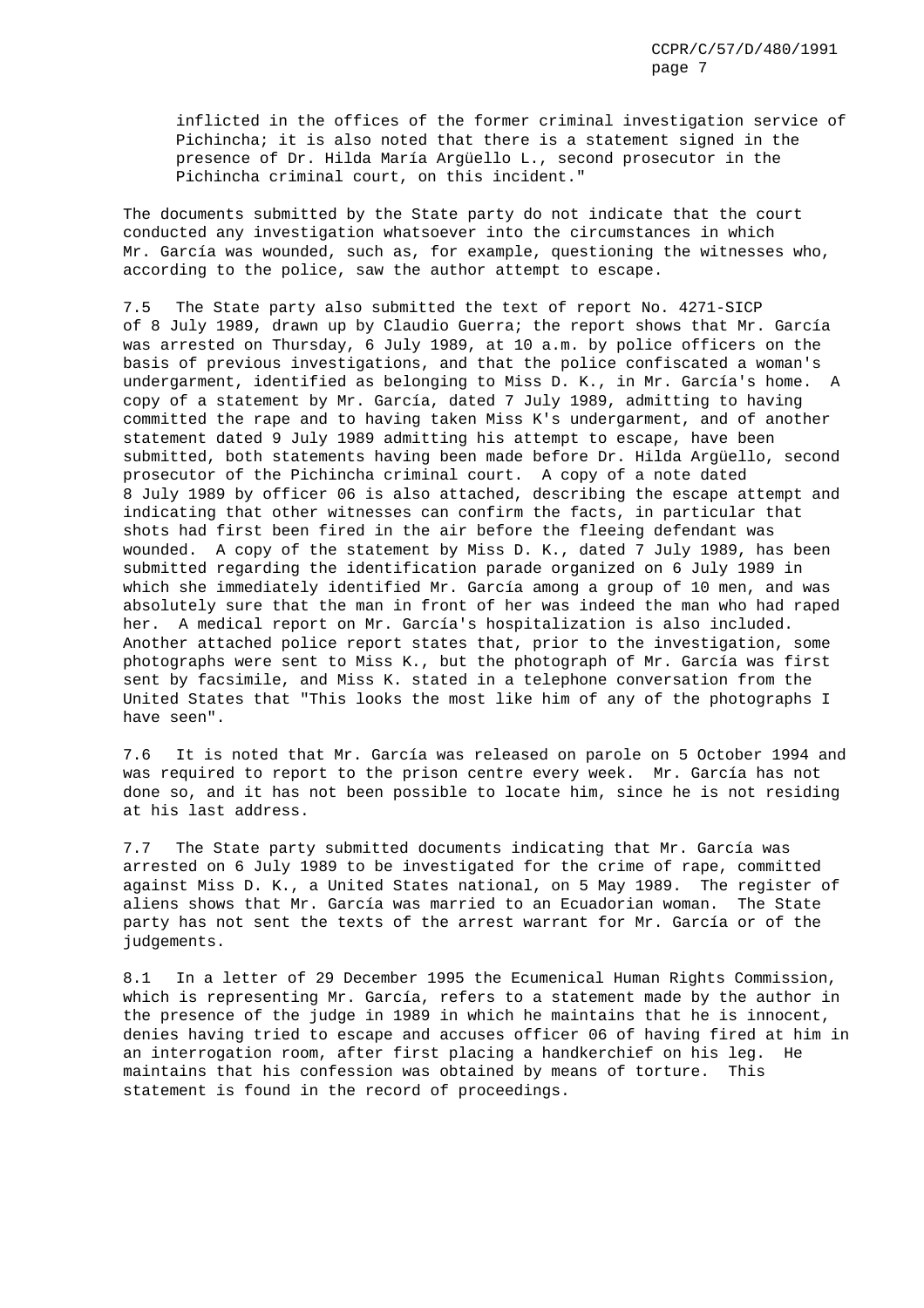inflicted in the offices of the former criminal investigation service of Pichincha; it is also noted that there is a statement signed in the presence of Dr. Hilda María Argüello L., second prosecutor in the Pichincha criminal court, on this incident."

The documents submitted by the State party do not indicate that the court conducted any investigation whatsoever into the circumstances in which Mr. García was wounded, such as, for example, questioning the witnesses who, according to the police, saw the author attempt to escape.

7.5 The State party also submitted the text of report No. 4271-SICP of 8 July 1989, drawn up by Claudio Guerra; the report shows that Mr. García was arrested on Thursday, 6 July 1989, at 10 a.m. by police officers on the basis of previous investigations, and that the police confiscated a woman's undergarment, identified as belonging to Miss D. K., in Mr. García's home. A copy of a statement by Mr. García, dated 7 July 1989, admitting to having committed the rape and to having taken Miss K's undergarment, and of another statement dated 9 July 1989 admitting his attempt to escape, have been submitted, both statements having been made before Dr. Hilda Argüello, second prosecutor of the Pichincha criminal court. A copy of a note dated 8 July 1989 by officer 06 is also attached, describing the escape attempt and indicating that other witnesses can confirm the facts, in particular that shots had first been fired in the air before the fleeing defendant was wounded. A copy of the statement by Miss D. K., dated 7 July 1989, has been submitted regarding the identification parade organized on 6 July 1989 in which she immediately identified Mr. García among a group of 10 men, and was absolutely sure that the man in front of her was indeed the man who had raped her. A medical report on Mr. García's hospitalization is also included. Another attached police report states that, prior to the investigation, some photographs were sent to Miss K., but the photograph of Mr. García was first sent by facsimile, and Miss K. stated in a telephone conversation from the United States that "This looks the most like him of any of the photographs I have seen".

7.6 It is noted that Mr. García was released on parole on 5 October 1994 and was required to report to the prison centre every week. Mr. García has not done so, and it has not been possible to locate him, since he is not residing at his last address.

7.7 The State party submitted documents indicating that Mr. García was arrested on 6 July 1989 to be investigated for the crime of rape, committed against Miss D. K., a United States national, on 5 May 1989. The register of aliens shows that Mr. García was married to an Ecuadorian woman. The State party has not sent the texts of the arrest warrant for Mr. García or of the judgements.

8.1 In a letter of 29 December 1995 the Ecumenical Human Rights Commission, which is representing Mr. García, refers to a statement made by the author in the presence of the judge in 1989 in which he maintains that he is innocent, denies having tried to escape and accuses officer 06 of having fired at him in an interrogation room, after first placing a handkerchief on his leg. He maintains that his confession was obtained by means of torture. This statement is found in the record of proceedings.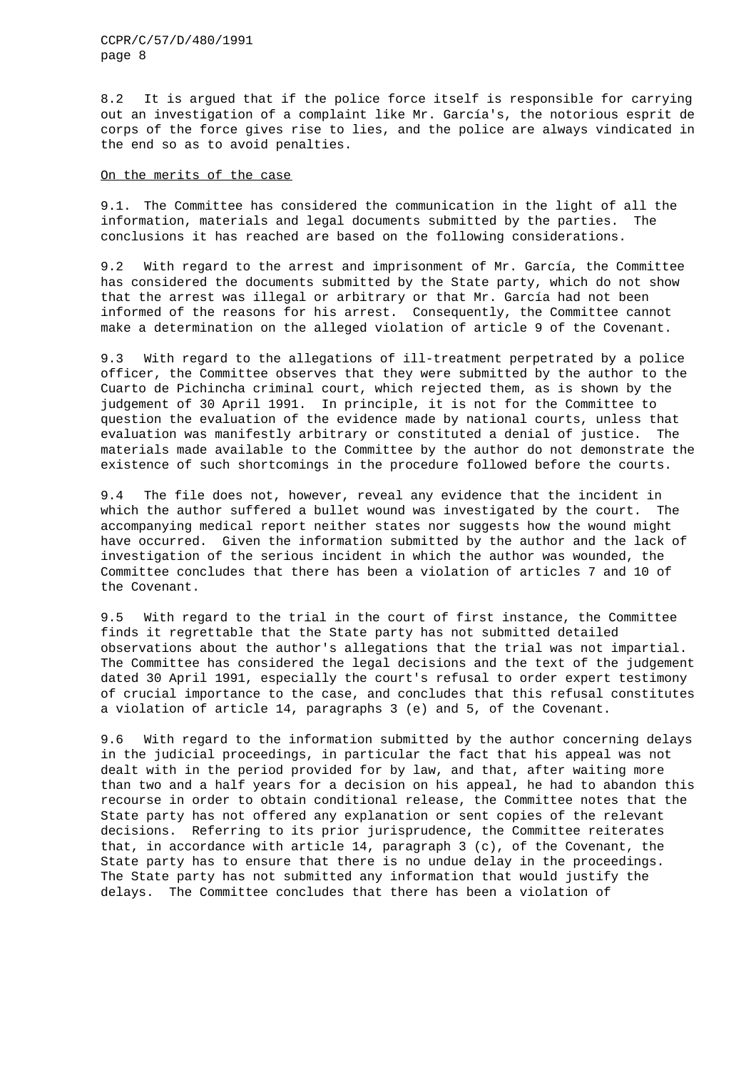8.2 It is argued that if the police force itself is responsible for carrying out an investigation of a complaint like Mr. García's, the notorious esprit de corps of the force gives rise to lies, and the police are always vindicated in the end so as to avoid penalties.

## On the merits of the case

9.1. The Committee has considered the communication in the light of all the information, materials and legal documents submitted by the parties. The conclusions it has reached are based on the following considerations.

9.2 With regard to the arrest and imprisonment of Mr. García, the Committee has considered the documents submitted by the State party, which do not show that the arrest was illegal or arbitrary or that Mr. García had not been informed of the reasons for his arrest. Consequently, the Committee cannot make a determination on the alleged violation of article 9 of the Covenant.

9.3 With regard to the allegations of ill-treatment perpetrated by a police officer, the Committee observes that they were submitted by the author to the Cuarto de Pichincha criminal court, which rejected them, as is shown by the judgement of 30 April 1991. In principle, it is not for the Committee to question the evaluation of the evidence made by national courts, unless that evaluation was manifestly arbitrary or constituted a denial of justice. The materials made available to the Committee by the author do not demonstrate the existence of such shortcomings in the procedure followed before the courts.

9.4 The file does not, however, reveal any evidence that the incident in which the author suffered a bullet wound was investigated by the court. The accompanying medical report neither states nor suggests how the wound might have occurred. Given the information submitted by the author and the lack of investigation of the serious incident in which the author was wounded, the Committee concludes that there has been a violation of articles 7 and 10 of the Covenant.

9.5 With regard to the trial in the court of first instance, the Committee finds it regrettable that the State party has not submitted detailed observations about the author's allegations that the trial was not impartial. The Committee has considered the legal decisions and the text of the judgement dated 30 April 1991, especially the court's refusal to order expert testimony of crucial importance to the case, and concludes that this refusal constitutes a violation of article 14, paragraphs 3 (e) and 5, of the Covenant.

9.6 With regard to the information submitted by the author concerning delays in the judicial proceedings, in particular the fact that his appeal was not dealt with in the period provided for by law, and that, after waiting more than two and a half years for a decision on his appeal, he had to abandon this recourse in order to obtain conditional release, the Committee notes that the State party has not offered any explanation or sent copies of the relevant decisions. Referring to its prior jurisprudence, the Committee reiterates that, in accordance with article 14, paragraph 3 (c), of the Covenant, the State party has to ensure that there is no undue delay in the proceedings. The State party has not submitted any information that would justify the delays. The Committee concludes that there has been a violation of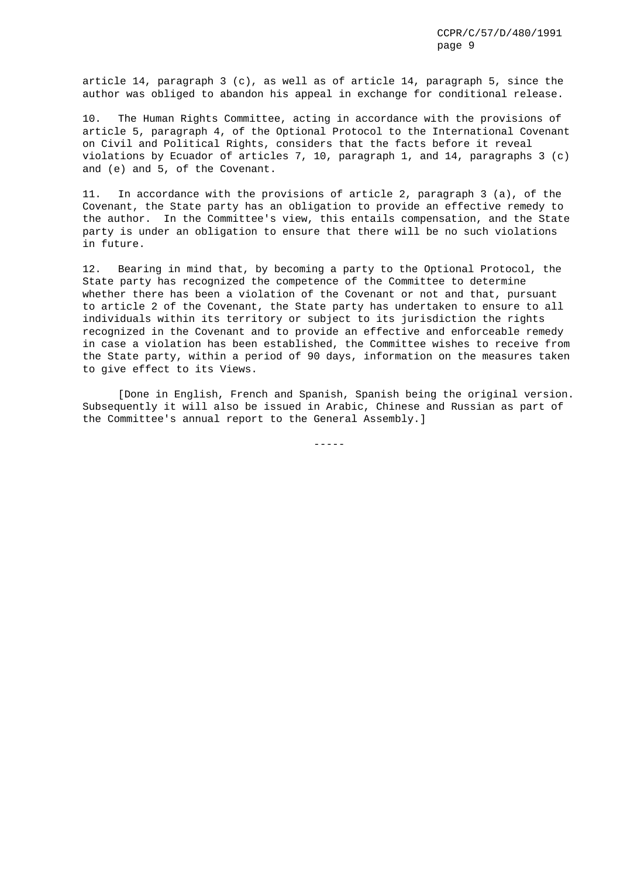article 14, paragraph 3 (c), as well as of article 14, paragraph 5, since the author was obliged to abandon his appeal in exchange for conditional release.

10. The Human Rights Committee, acting in accordance with the provisions of article 5, paragraph 4, of the Optional Protocol to the International Covenant on Civil and Political Rights, considers that the facts before it reveal violations by Ecuador of articles 7, 10, paragraph 1, and 14, paragraphs 3 (c) and (e) and 5, of the Covenant.

11. In accordance with the provisions of article 2, paragraph 3 (a), of the Covenant, the State party has an obligation to provide an effective remedy to the author. In the Committee's view, this entails compensation, and the State party is under an obligation to ensure that there will be no such violations in future.

12. Bearing in mind that, by becoming a party to the Optional Protocol, the State party has recognized the competence of the Committee to determine whether there has been a violation of the Covenant or not and that, pursuant to article 2 of the Covenant, the State party has undertaken to ensure to all individuals within its territory or subject to its jurisdiction the rights recognized in the Covenant and to provide an effective and enforceable remedy in case a violation has been established, the Committee wishes to receive from the State party, within a period of 90 days, information on the measures taken to give effect to its Views.

[Done in English, French and Spanish, Spanish being the original version. Subsequently it will also be issued in Arabic, Chinese and Russian as part of the Committee's annual report to the General Assembly.]

-----